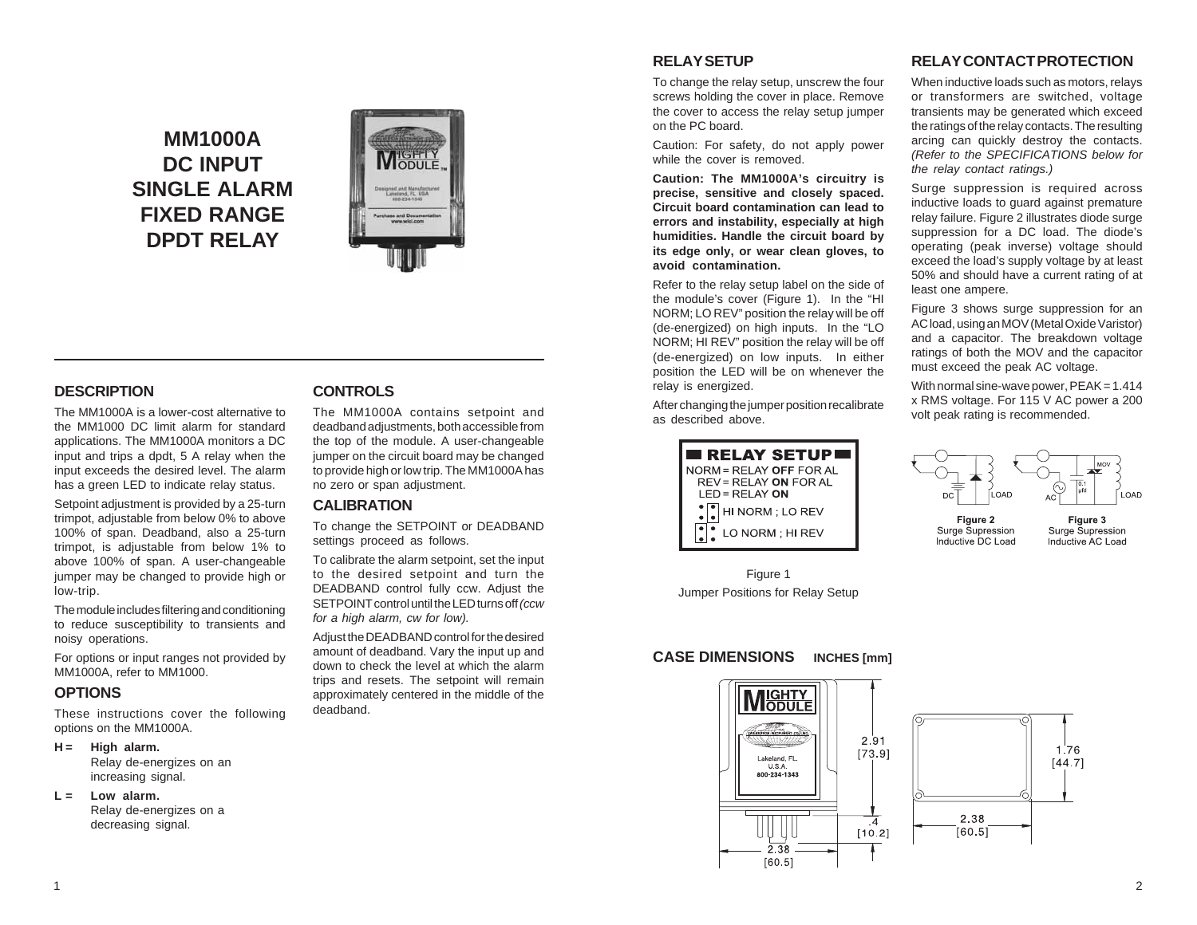# MM1000A
# DC INPUT
# SINGLE ALARM
# FIXED RANGE
# DPDT RELAY

## DESCRIPTION

The MM1000A is a lower-cost alternative to the MM1000 DC limit alarm for standard applications. The MM1000A monitors a DC input and trips a dpdt, 5 A relay when the input exceeds the desired level. The alarm has a green LED to indicate relay status.

Setpoint adjustment is provided by a 25-turn trimpot, adjustable from below 0% to above 100% of span. Deadband, also a 25-turn trimpot, is adjustable from below 1% to above 100% of span. A user-changeable jumper may be changed to provide high or low-trip.

The module includes filtering and conditioning to reduce susceptibility to transients and noisy operations.

For options or input ranges not provided by MM1000A, refer to MM1000.

## OPTIONS

These instructions cover the following options on the MM1000A.

**H = High alarm.**
Relay de-energizes on an increasing signal.

**L = Low alarm.**
Relay de-energizes on a decreasing signal.

## CONTROLS

The MM1000A contains setpoint and deadband adjustments, both accessible from the top of the module. A user-changeable jumper on the circuit board may be changed to provide high or low trip. The MM1000A has no zero or span adjustment.

## CALIBRATION

To change the SETPOINT or DEADBAND settings proceed as follows.

To calibrate the alarm setpoint, set the input to the desired setpoint and turn the DEADBAND control fully ccw. Adjust the SETPOINT control until the LED turns off *(ccw for a high alarm, cw for low).*

Adjust the DEADBAND control for the desired amount of deadband. Vary the input up and down to check the level at which the alarm trips and resets. The setpoint will remain approximately centered in the middle of the deadband.

## RELAY SETUP

To change the relay setup, unscrew the four screws holding the cover in place. Remove the cover to access the relay setup jumper on the PC board.

Caution: For safety, do not apply power while the cover is removed.

**Caution: The MM1000A's circuitry is precise, sensitive and closely spaced. Circuit board contamination can lead to errors and instability, especially at high humidities. Handle the circuit board by its edge only, or wear clean gloves, to avoid contamination.**

Refer to the relay setup label on the side of the module's cover (Figure 1). In the "HI NORM; LO REV" position the relay will be off (de-energized) on high inputs. In the "LO NORM; HI REV" position the relay will be off (de-energized) on low inputs. In either position the LED will be on whenever the relay is energized.

After changing the jumper position recalibrate as described above.

**RELAY SETUP**
NORM = RELAY **OFF** FOR AL
REV = RELAY **ON** FOR AL
LED = RELAY **ON**
HI NORM ; LO REV
LO NORM ; HI REV

Figure 1
Jumper Positions for Relay Setup

## RELAY CONTACT PROTECTION

When inductive loads such as motors, relays or transformers are switched, voltage transients may be generated which exceed the ratings of the relay contacts. The resulting arcing can quickly destroy the contacts. *(Refer to the SPECIFICATIONS below for the relay contact ratings.)*

Surge suppression is required across inductive loads to guard against premature relay failure. Figure 2 illustrates diode surge suppression for a DC load. The diode's operating (peak inverse) voltage should exceed the load's supply voltage by at least 50% and should have a current rating of at least one ampere.

Figure 3 shows surge suppression for an AC load, using an MOV (Metal Oxide Varistor) and a capacitor. The breakdown voltage ratings of both the MOV and the capacitor must exceed the peak AC voltage.

With normal sine-wave power, PEAK = 1.414 x RMS voltage. For 115 V AC power a 200 volt peak rating is recommended.

**Figure 2**
Surge Suppression
Inductive DC Load

**Figure 3**
Surge Suppression
Inductive AC Load

## CASE DIMENSIONS INCHES [mm]

2.91 [73.9]
.4 [10.2]
2.38 [60.5]
1.76 [44.7]
2.38 [60.5]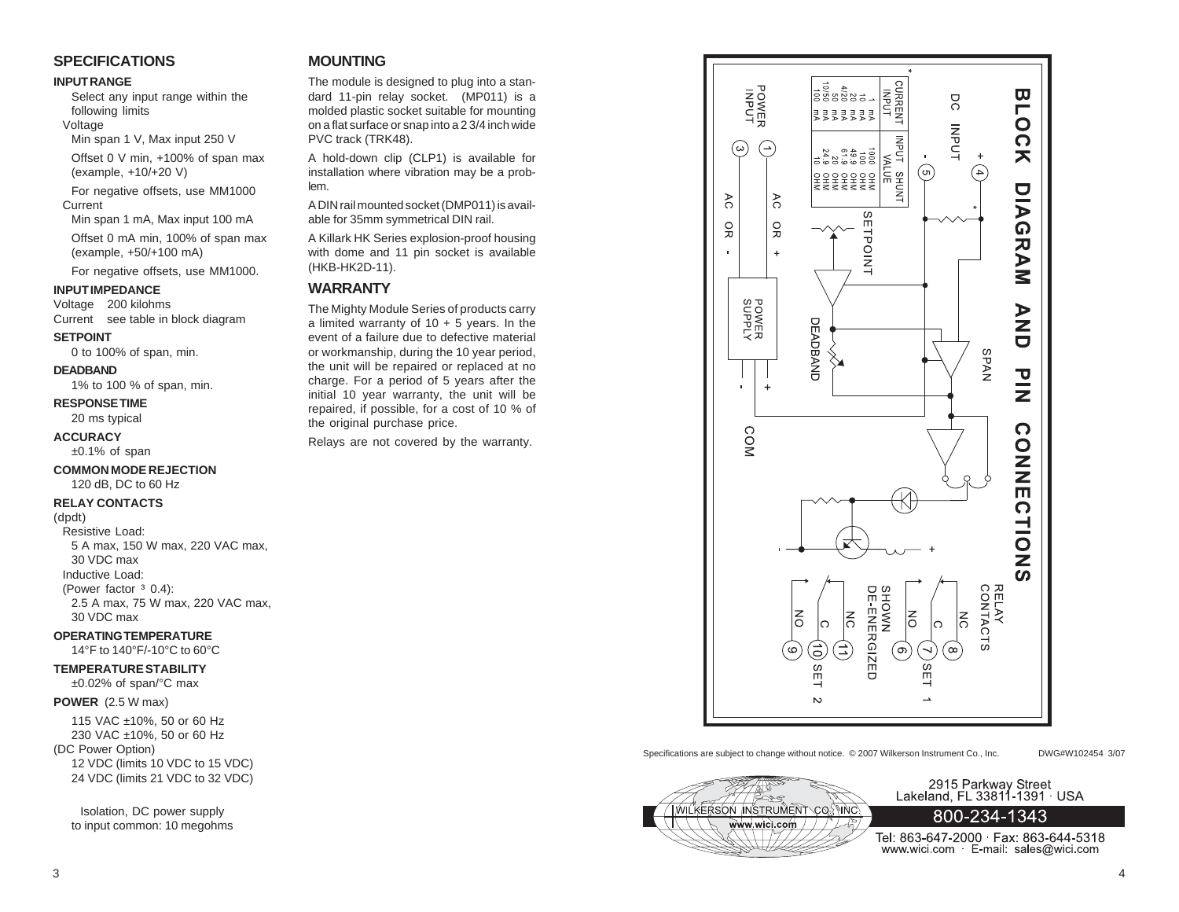## SPECIFICATIONS

**INPUT RANGE**

Select any input range within the following limits

Voltage

Min span 1 V, Max input 250 V

Offset 0 V min, +100% of span max (example, +10/+20 V)

For negative offsets, use MM1000

Current

Min span 1 mA, Max input 100 mA

Offset 0 mA min, 100% of span max (example, +50/+100 mA)

For negative offsets, use MM1000.

**INPUT IMPEDANCE**

Voltage 200 kilohms

Current see table in block diagram

**SETPOINT**

0 to 100% of span, min.

**DEADBAND**

1% to 100 % of span, min.

**RESPONSE TIME**

20 ms typical

**ACCURACY**

±0.1% of span

**COMMON MODE REJECTION**

120 dB, DC to 60 Hz

**RELAY CONTACTS**

(dpdt)

Resistive Load:

5 A max, 150 W max, 220 VAC max, 30 VDC max

Inductive Load:

(Power factor ³ 0.4):

2.5 A max, 75 W max, 220 VAC max, 30 VDC max

**OPERATING TEMPERATURE**

14°F to 140°F/-10°C to 60°C

**TEMPERATURE STABILITY**

±0.02% of span/°C max

**POWER** (2.5 W max)

115 VAC ±10%, 50 or 60 Hz

230 VAC ±10%, 50 or 60 Hz

(DC Power Option)

12 VDC (limits 10 VDC to 15 VDC)

24 VDC (limits 21 VDC to 32 VDC)

Isolation, DC power supply to input common: 10 megohms

## MOUNTING

The module is designed to plug into a standard 11-pin relay socket. (MP011) is a molded plastic socket suitable for mounting on a flat surface or snap into a 2 3/4 inch wide PVC track (TRK48).

A hold-down clip (CLP1) is available for installation where vibration may be a problem.

A DIN rail mounted socket (DMP011) is available for 35mm symmetrical DIN rail.

A Killark HK Series explosion-proof housing with dome and 11 pin socket is available (HKB-HK2D-11).

## WARRANTY

The Mighty Module Series of products carry a limited warranty of 10 + 5 years. In the event of a failure due to defective material or workmanship, during the 10 year period, the unit will be repaired or replaced at no charge. For a period of 5 years after the initial 10 year warranty, the unit will be repaired, if possible, for a cost of 10 % of the original purchase price.

Relays are not covered by the warranty.

## BLOCK DIAGRAM AND PIN CONNECTIONS

| * CURRENT INPUT | INPUT SHUNT VALUE |
|---|---|
| 1 mA | 1000 OHM |
| 10 mA | 100 OHM |
| 20 mA | 49.9 OHM |
| 4/20 mA | 61.9 OHM |
| 50 mA | 20 OHM |
| 10/50 mA | 24.9 OHM |
| 100 mA | 10 OHM |

DC INPUT
+ 4
- 5

POWER INPUT
1 AC OR +
3 AC OR -

POWER SUPPLY + -
COM

SETPOINT
DEADBAND
SPAN

RELAY CONTACTS
SHOWN DE-ENERGIZED

NC 8, C 7, NO 6 — SET 1
NC 11, C 10, NO 9 — SET 2

Specifications are subject to change without notice. © 2007 Wilkerson Instrument Co., Inc. DWG#W102454 3/07

WILKERSON INSTRUMENT CO., INC.
www.wici.com

2915 Parkway Street
Lakeland, FL 33811-1391 · USA
800-234-1343
Tel: 863-647-2000 · Fax: 863-644-5318
www.wici.com · E-mail: sales@wici.com